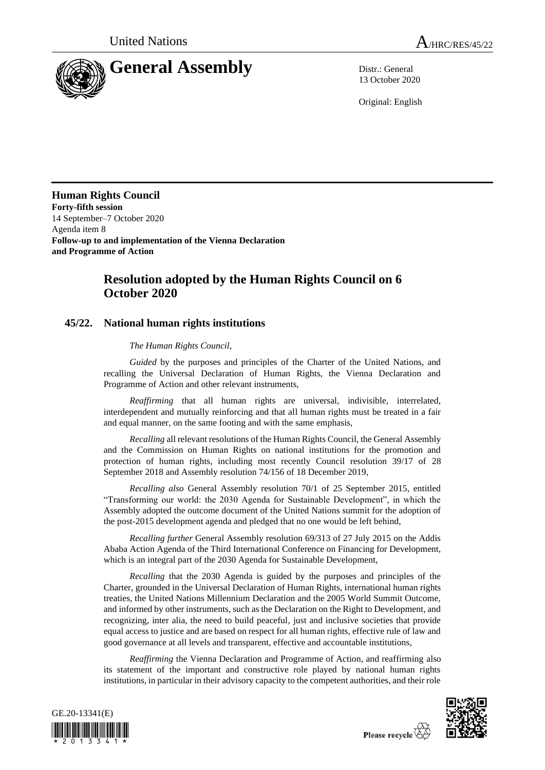United Nations A/HRC/RES/45/22

# General Assembly

Distr.: General
13 October 2020

Original: English

**Human Rights Council**
**Forty-fifth session**
14 September–7 October 2020
Agenda item 8
**Follow-up to and implementation of the Vienna Declaration and Programme of Action**

## Resolution adopted by the Human Rights Council on 6 October 2020

### 45/22. National human rights institutions

*The Human Rights Council*,

*Guided* by the purposes and principles of the Charter of the United Nations, and recalling the Universal Declaration of Human Rights, the Vienna Declaration and Programme of Action and other relevant instruments,

*Reaffirming* that all human rights are universal, indivisible, interrelated, interdependent and mutually reinforcing and that all human rights must be treated in a fair and equal manner, on the same footing and with the same emphasis,

*Recalling* all relevant resolutions of the Human Rights Council, the General Assembly and the Commission on Human Rights on national institutions for the promotion and protection of human rights, including most recently Council resolution 39/17 of 28 September 2018 and Assembly resolution 74/156 of 18 December 2019,

*Recalling also* General Assembly resolution 70/1 of 25 September 2015, entitled "Transforming our world: the 2030 Agenda for Sustainable Development", in which the Assembly adopted the outcome document of the United Nations summit for the adoption of the post-2015 development agenda and pledged that no one would be left behind,

*Recalling further* General Assembly resolution 69/313 of 27 July 2015 on the Addis Ababa Action Agenda of the Third International Conference on Financing for Development, which is an integral part of the 2030 Agenda for Sustainable Development,

*Recalling* that the 2030 Agenda is guided by the purposes and principles of the Charter, grounded in the Universal Declaration of Human Rights, international human rights treaties, the United Nations Millennium Declaration and the 2005 World Summit Outcome, and informed by other instruments, such as the Declaration on the Right to Development, and recognizing, inter alia, the need to build peaceful, just and inclusive societies that provide equal access to justice and are based on respect for all human rights, effective rule of law and good governance at all levels and transparent, effective and accountable institutions,

*Reaffirming* the Vienna Declaration and Programme of Action, and reaffirming also its statement of the important and constructive role played by national human rights institutions, in particular in their advisory capacity to the competent authorities, and their role

GE.20-13341(E)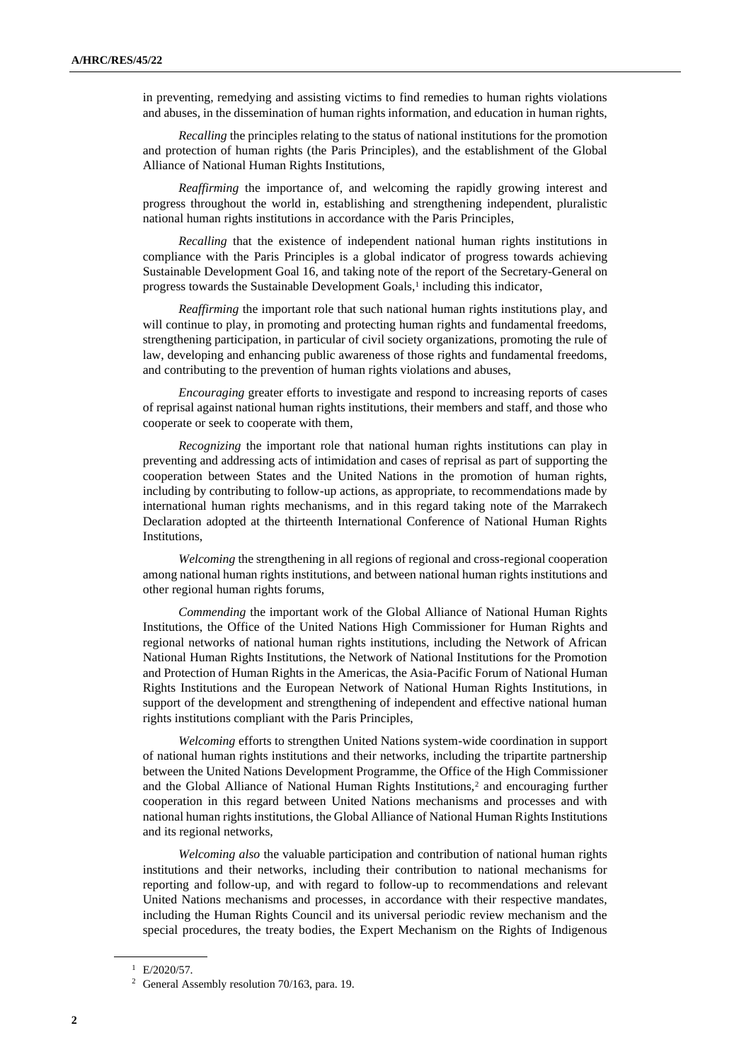in preventing, remedying and assisting victims to find remedies to human rights violations and abuses, in the dissemination of human rights information, and education in human rights,

*Recalling* the principles relating to the status of national institutions for the promotion and protection of human rights (the Paris Principles), and the establishment of the Global Alliance of National Human Rights Institutions,

*Reaffirming* the importance of, and welcoming the rapidly growing interest and progress throughout the world in, establishing and strengthening independent, pluralistic national human rights institutions in accordance with the Paris Principles,

*Recalling* that the existence of independent national human rights institutions in compliance with the Paris Principles is a global indicator of progress towards achieving Sustainable Development Goal 16, and taking note of the report of the Secretary-General on progress towards the Sustainable Development Goals,[1] including this indicator,

*Reaffirming* the important role that such national human rights institutions play, and will continue to play, in promoting and protecting human rights and fundamental freedoms, strengthening participation, in particular of civil society organizations, promoting the rule of law, developing and enhancing public awareness of those rights and fundamental freedoms, and contributing to the prevention of human rights violations and abuses,

*Encouraging* greater efforts to investigate and respond to increasing reports of cases of reprisal against national human rights institutions, their members and staff, and those who cooperate or seek to cooperate with them,

*Recognizing* the important role that national human rights institutions can play in preventing and addressing acts of intimidation and cases of reprisal as part of supporting the cooperation between States and the United Nations in the promotion of human rights, including by contributing to follow-up actions, as appropriate, to recommendations made by international human rights mechanisms, and in this regard taking note of the Marrakech Declaration adopted at the thirteenth International Conference of National Human Rights Institutions,

*Welcoming* the strengthening in all regions of regional and cross-regional cooperation among national human rights institutions, and between national human rights institutions and other regional human rights forums,

*Commending* the important work of the Global Alliance of National Human Rights Institutions, the Office of the United Nations High Commissioner for Human Rights and regional networks of national human rights institutions, including the Network of African National Human Rights Institutions, the Network of National Institutions for the Promotion and Protection of Human Rights in the Americas, the Asia-Pacific Forum of National Human Rights Institutions and the European Network of National Human Rights Institutions, in support of the development and strengthening of independent and effective national human rights institutions compliant with the Paris Principles,

*Welcoming* efforts to strengthen United Nations system-wide coordination in support of national human rights institutions and their networks, including the tripartite partnership between the United Nations Development Programme, the Office of the High Commissioner and the Global Alliance of National Human Rights Institutions,[2] and encouraging further cooperation in this regard between United Nations mechanisms and processes and with national human rights institutions, the Global Alliance of National Human Rights Institutions and its regional networks,

*Welcoming also* the valuable participation and contribution of national human rights institutions and their networks, including their contribution to national mechanisms for reporting and follow-up, and with regard to follow-up to recommendations and relevant United Nations mechanisms and processes, in accordance with their respective mandates, including the Human Rights Council and its universal periodic review mechanism and the special procedures, the treaty bodies, the Expert Mechanism on the Rights of Indigenous

---

[1] E/2020/57.

[2] General Assembly resolution 70/163, para. 19.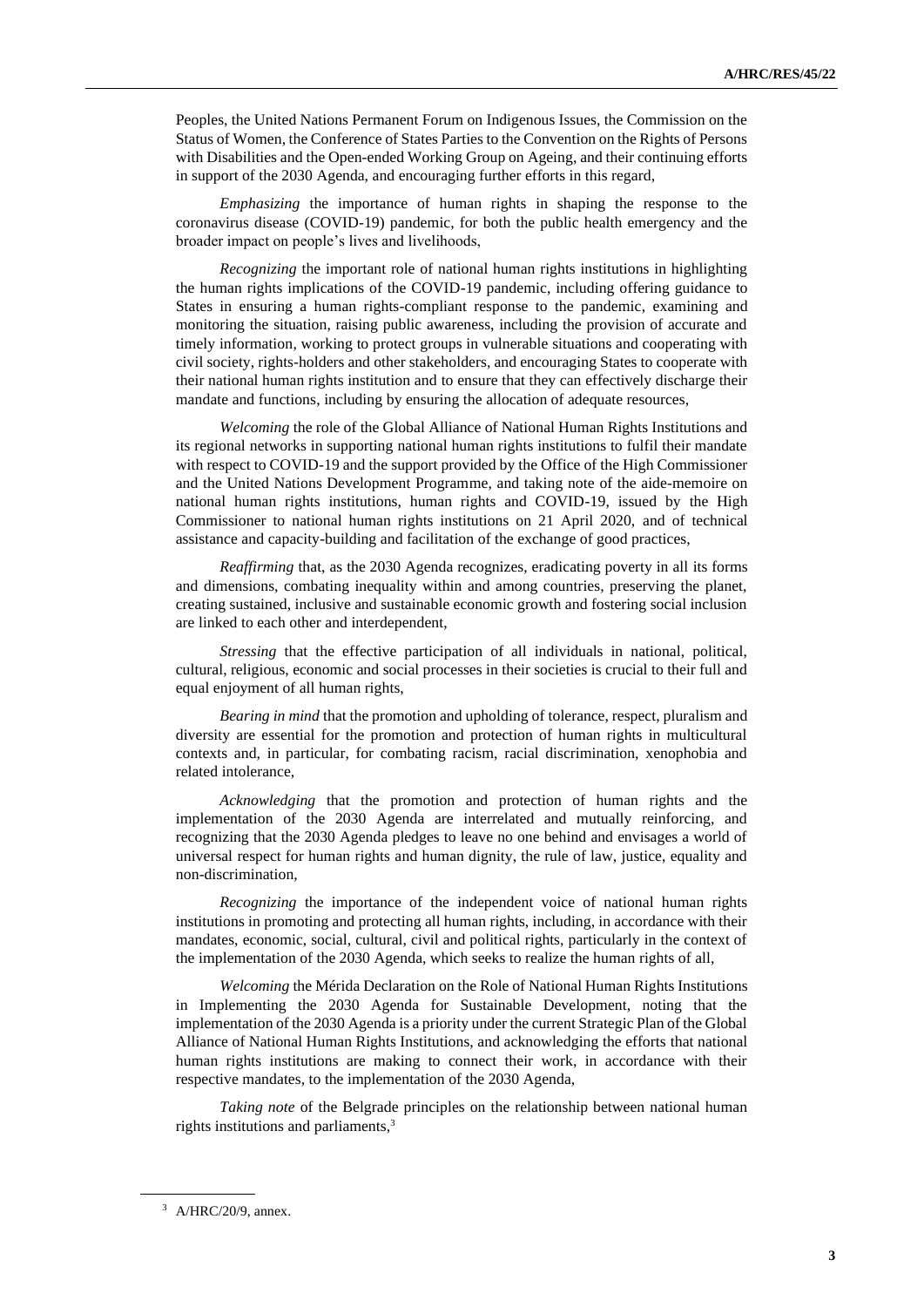Peoples, the United Nations Permanent Forum on Indigenous Issues, the Commission on the Status of Women, the Conference of States Parties to the Convention on the Rights of Persons with Disabilities and the Open-ended Working Group on Ageing, and their continuing efforts in support of the 2030 Agenda, and encouraging further efforts in this regard,

*Emphasizing* the importance of human rights in shaping the response to the coronavirus disease (COVID-19) pandemic, for both the public health emergency and the broader impact on people's lives and livelihoods,

*Recognizing* the important role of national human rights institutions in highlighting the human rights implications of the COVID-19 pandemic, including offering guidance to States in ensuring a human rights-compliant response to the pandemic, examining and monitoring the situation, raising public awareness, including the provision of accurate and timely information, working to protect groups in vulnerable situations and cooperating with civil society, rights-holders and other stakeholders, and encouraging States to cooperate with their national human rights institution and to ensure that they can effectively discharge their mandate and functions, including by ensuring the allocation of adequate resources,

*Welcoming* the role of the Global Alliance of National Human Rights Institutions and its regional networks in supporting national human rights institutions to fulfil their mandate with respect to COVID-19 and the support provided by the Office of the High Commissioner and the United Nations Development Programme, and taking note of the aide-memoire on national human rights institutions, human rights and COVID-19, issued by the High Commissioner to national human rights institutions on 21 April 2020, and of technical assistance and capacity-building and facilitation of the exchange of good practices,

*Reaffirming* that, as the 2030 Agenda recognizes, eradicating poverty in all its forms and dimensions, combating inequality within and among countries, preserving the planet, creating sustained, inclusive and sustainable economic growth and fostering social inclusion are linked to each other and interdependent,

*Stressing* that the effective participation of all individuals in national, political, cultural, religious, economic and social processes in their societies is crucial to their full and equal enjoyment of all human rights,

*Bearing in mind* that the promotion and upholding of tolerance, respect, pluralism and diversity are essential for the promotion and protection of human rights in multicultural contexts and, in particular, for combating racism, racial discrimination, xenophobia and related intolerance,

*Acknowledging* that the promotion and protection of human rights and the implementation of the 2030 Agenda are interrelated and mutually reinforcing, and recognizing that the 2030 Agenda pledges to leave no one behind and envisages a world of universal respect for human rights and human dignity, the rule of law, justice, equality and non-discrimination,

*Recognizing* the importance of the independent voice of national human rights institutions in promoting and protecting all human rights, including, in accordance with their mandates, economic, social, cultural, civil and political rights, particularly in the context of the implementation of the 2030 Agenda, which seeks to realize the human rights of all,

*Welcoming* the Mérida Declaration on the Role of National Human Rights Institutions in Implementing the 2030 Agenda for Sustainable Development, noting that the implementation of the 2030 Agenda is a priority under the current Strategic Plan of the Global Alliance of National Human Rights Institutions, and acknowledging the efforts that national human rights institutions are making to connect their work, in accordance with their respective mandates, to the implementation of the 2030 Agenda,

*Taking note* of the Belgrade principles on the relationship between national human rights institutions and parliaments,[3]

[3] A/HRC/20/9, annex.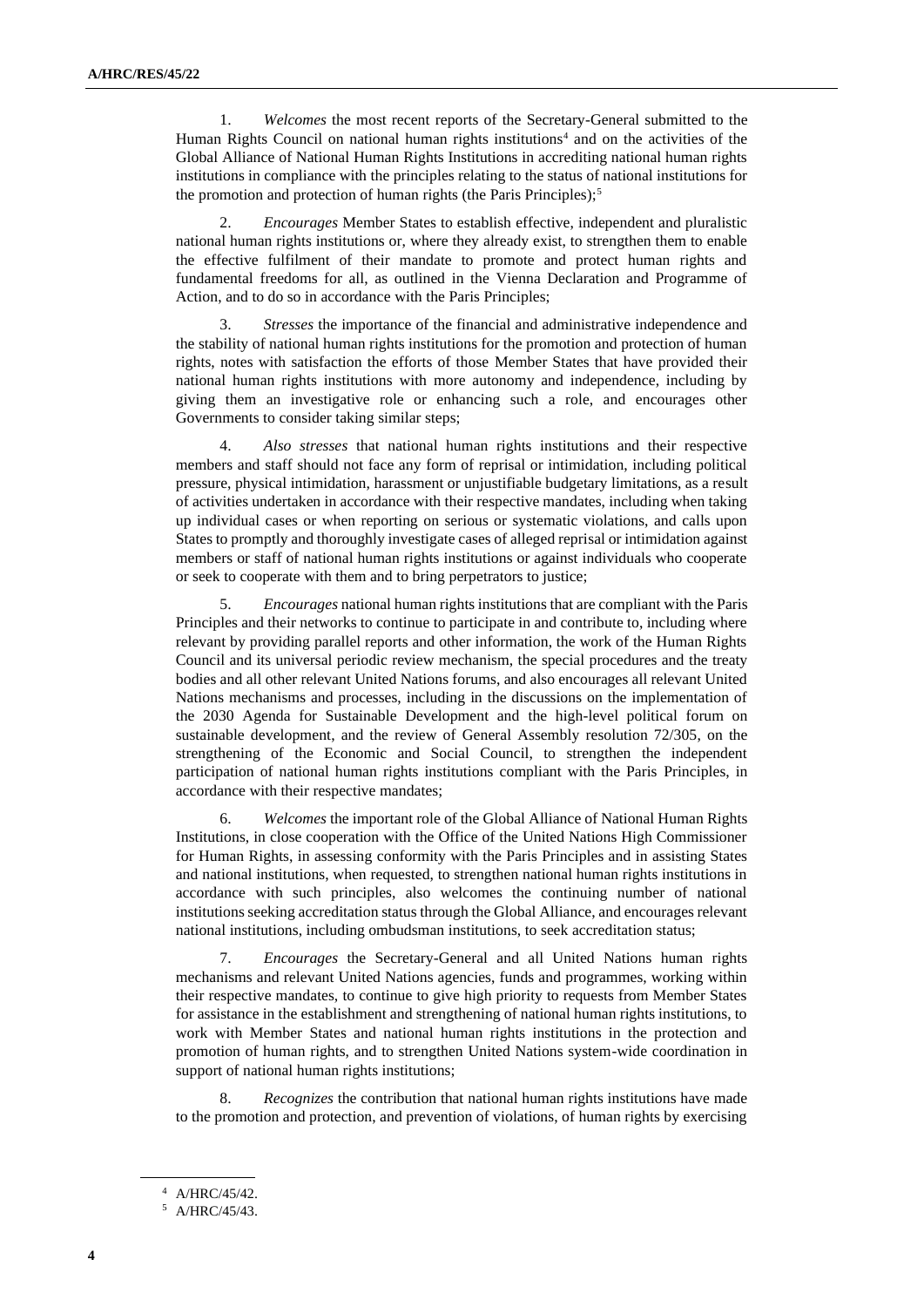1. *Welcomes* the most recent reports of the Secretary-General submitted to the Human Rights Council on national human rights institutions[4] and on the activities of the Global Alliance of National Human Rights Institutions in accrediting national human rights institutions in compliance with the principles relating to the status of national institutions for the promotion and protection of human rights (the Paris Principles);[5]

2. *Encourages* Member States to establish effective, independent and pluralistic national human rights institutions or, where they already exist, to strengthen them to enable the effective fulfilment of their mandate to promote and protect human rights and fundamental freedoms for all, as outlined in the Vienna Declaration and Programme of Action, and to do so in accordance with the Paris Principles;

3. *Stresses* the importance of the financial and administrative independence and the stability of national human rights institutions for the promotion and protection of human rights, notes with satisfaction the efforts of those Member States that have provided their national human rights institutions with more autonomy and independence, including by giving them an investigative role or enhancing such a role, and encourages other Governments to consider taking similar steps;

4. *Also stresses* that national human rights institutions and their respective members and staff should not face any form of reprisal or intimidation, including political pressure, physical intimidation, harassment or unjustifiable budgetary limitations, as a result of activities undertaken in accordance with their respective mandates, including when taking up individual cases or when reporting on serious or systematic violations, and calls upon States to promptly and thoroughly investigate cases of alleged reprisal or intimidation against members or staff of national human rights institutions or against individuals who cooperate or seek to cooperate with them and to bring perpetrators to justice;

5. *Encourages* national human rights institutions that are compliant with the Paris Principles and their networks to continue to participate in and contribute to, including where relevant by providing parallel reports and other information, the work of the Human Rights Council and its universal periodic review mechanism, the special procedures and the treaty bodies and all other relevant United Nations forums, and also encourages all relevant United Nations mechanisms and processes, including in the discussions on the implementation of the 2030 Agenda for Sustainable Development and the high-level political forum on sustainable development, and the review of General Assembly resolution 72/305, on the strengthening of the Economic and Social Council, to strengthen the independent participation of national human rights institutions compliant with the Paris Principles, in accordance with their respective mandates;

6. *Welcomes* the important role of the Global Alliance of National Human Rights Institutions, in close cooperation with the Office of the United Nations High Commissioner for Human Rights, in assessing conformity with the Paris Principles and in assisting States and national institutions, when requested, to strengthen national human rights institutions in accordance with such principles, also welcomes the continuing number of national institutions seeking accreditation status through the Global Alliance, and encourages relevant national institutions, including ombudsman institutions, to seek accreditation status;

7. *Encourages* the Secretary-General and all United Nations human rights mechanisms and relevant United Nations agencies, funds and programmes, working within their respective mandates, to continue to give high priority to requests from Member States for assistance in the establishment and strengthening of national human rights institutions, to work with Member States and national human rights institutions in the protection and promotion of human rights, and to strengthen United Nations system-wide coordination in support of national human rights institutions;

8. *Recognizes* the contribution that national human rights institutions have made to the promotion and protection, and prevention of violations, of human rights by exercising

[4] A/HRC/45/42.

[5] A/HRC/45/43.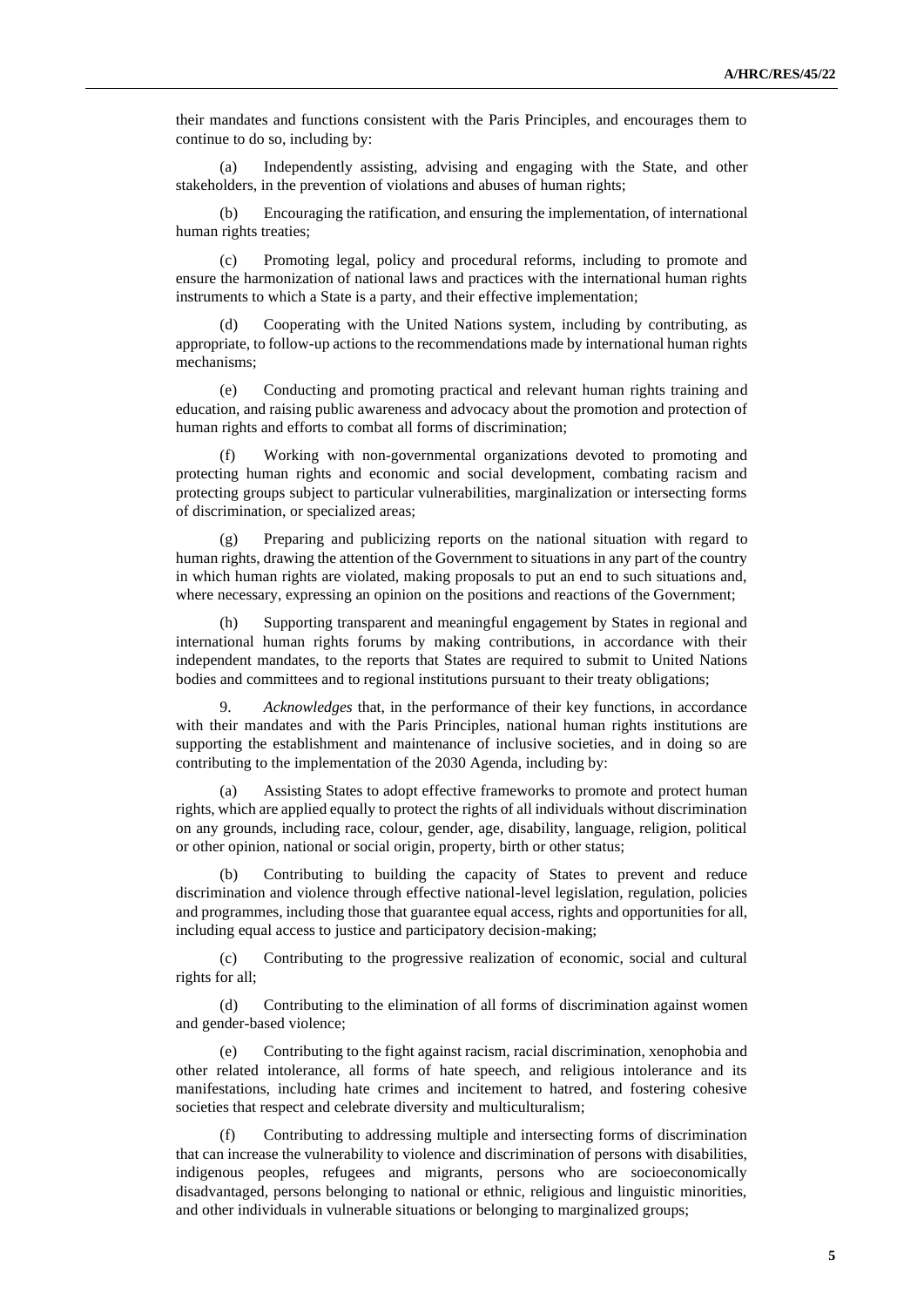their mandates and functions consistent with the Paris Principles, and encourages them to continue to do so, including by:

(a) Independently assisting, advising and engaging with the State, and other stakeholders, in the prevention of violations and abuses of human rights;

(b) Encouraging the ratification, and ensuring the implementation, of international human rights treaties;

(c) Promoting legal, policy and procedural reforms, including to promote and ensure the harmonization of national laws and practices with the international human rights instruments to which a State is a party, and their effective implementation;

(d) Cooperating with the United Nations system, including by contributing, as appropriate, to follow-up actions to the recommendations made by international human rights mechanisms;

(e) Conducting and promoting practical and relevant human rights training and education, and raising public awareness and advocacy about the promotion and protection of human rights and efforts to combat all forms of discrimination;

(f) Working with non-governmental organizations devoted to promoting and protecting human rights and economic and social development, combating racism and protecting groups subject to particular vulnerabilities, marginalization or intersecting forms of discrimination, or specialized areas;

(g) Preparing and publicizing reports on the national situation with regard to human rights, drawing the attention of the Government to situations in any part of the country in which human rights are violated, making proposals to put an end to such situations and, where necessary, expressing an opinion on the positions and reactions of the Government;

(h) Supporting transparent and meaningful engagement by States in regional and international human rights forums by making contributions, in accordance with their independent mandates, to the reports that States are required to submit to United Nations bodies and committees and to regional institutions pursuant to their treaty obligations;

9. *Acknowledges* that, in the performance of their key functions, in accordance with their mandates and with the Paris Principles, national human rights institutions are supporting the establishment and maintenance of inclusive societies, and in doing so are contributing to the implementation of the 2030 Agenda, including by:

(a) Assisting States to adopt effective frameworks to promote and protect human rights, which are applied equally to protect the rights of all individuals without discrimination on any grounds, including race, colour, gender, age, disability, language, religion, political or other opinion, national or social origin, property, birth or other status;

(b) Contributing to building the capacity of States to prevent and reduce discrimination and violence through effective national-level legislation, regulation, policies and programmes, including those that guarantee equal access, rights and opportunities for all, including equal access to justice and participatory decision-making;

(c) Contributing to the progressive realization of economic, social and cultural rights for all;

(d) Contributing to the elimination of all forms of discrimination against women and gender-based violence;

(e) Contributing to the fight against racism, racial discrimination, xenophobia and other related intolerance, all forms of hate speech, and religious intolerance and its manifestations, including hate crimes and incitement to hatred, and fostering cohesive societies that respect and celebrate diversity and multiculturalism;

(f) Contributing to addressing multiple and intersecting forms of discrimination that can increase the vulnerability to violence and discrimination of persons with disabilities, indigenous peoples, refugees and migrants, persons who are socioeconomically disadvantaged, persons belonging to national or ethnic, religious and linguistic minorities, and other individuals in vulnerable situations or belonging to marginalized groups;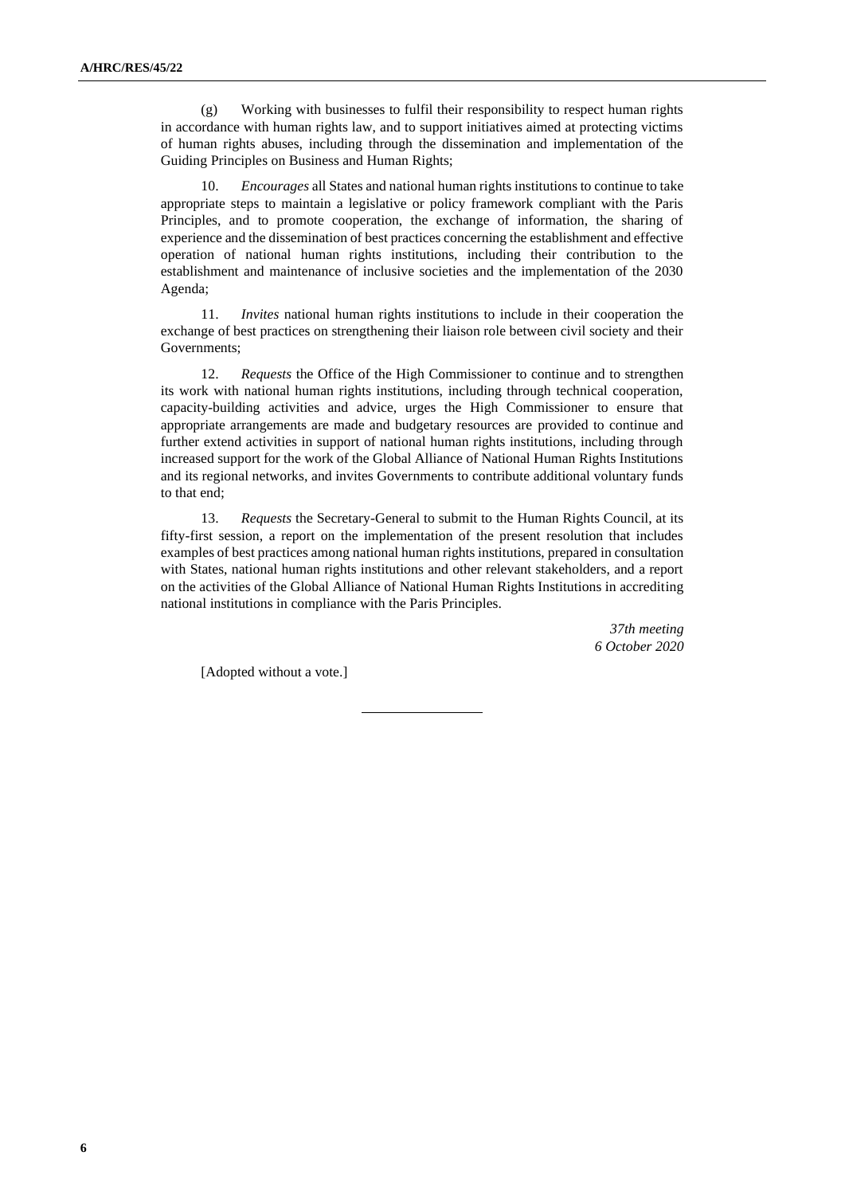(g) Working with businesses to fulfil their responsibility to respect human rights in accordance with human rights law, and to support initiatives aimed at protecting victims of human rights abuses, including through the dissemination and implementation of the Guiding Principles on Business and Human Rights;

10. *Encourages* all States and national human rights institutions to continue to take appropriate steps to maintain a legislative or policy framework compliant with the Paris Principles, and to promote cooperation, the exchange of information, the sharing of experience and the dissemination of best practices concerning the establishment and effective operation of national human rights institutions, including their contribution to the establishment and maintenance of inclusive societies and the implementation of the 2030 Agenda;

11. *Invites* national human rights institutions to include in their cooperation the exchange of best practices on strengthening their liaison role between civil society and their Governments;

12. *Requests* the Office of the High Commissioner to continue and to strengthen its work with national human rights institutions, including through technical cooperation, capacity-building activities and advice, urges the High Commissioner to ensure that appropriate arrangements are made and budgetary resources are provided to continue and further extend activities in support of national human rights institutions, including through increased support for the work of the Global Alliance of National Human Rights Institutions and its regional networks, and invites Governments to contribute additional voluntary funds to that end;

13. *Requests* the Secretary-General to submit to the Human Rights Council, at its fifty-first session, a report on the implementation of the present resolution that includes examples of best practices among national human rights institutions, prepared in consultation with States, national human rights institutions and other relevant stakeholders, and a report on the activities of the Global Alliance of National Human Rights Institutions in accrediting national institutions in compliance with the Paris Principles.

*37th meeting*
*6 October 2020*

[Adopted without a vote.]